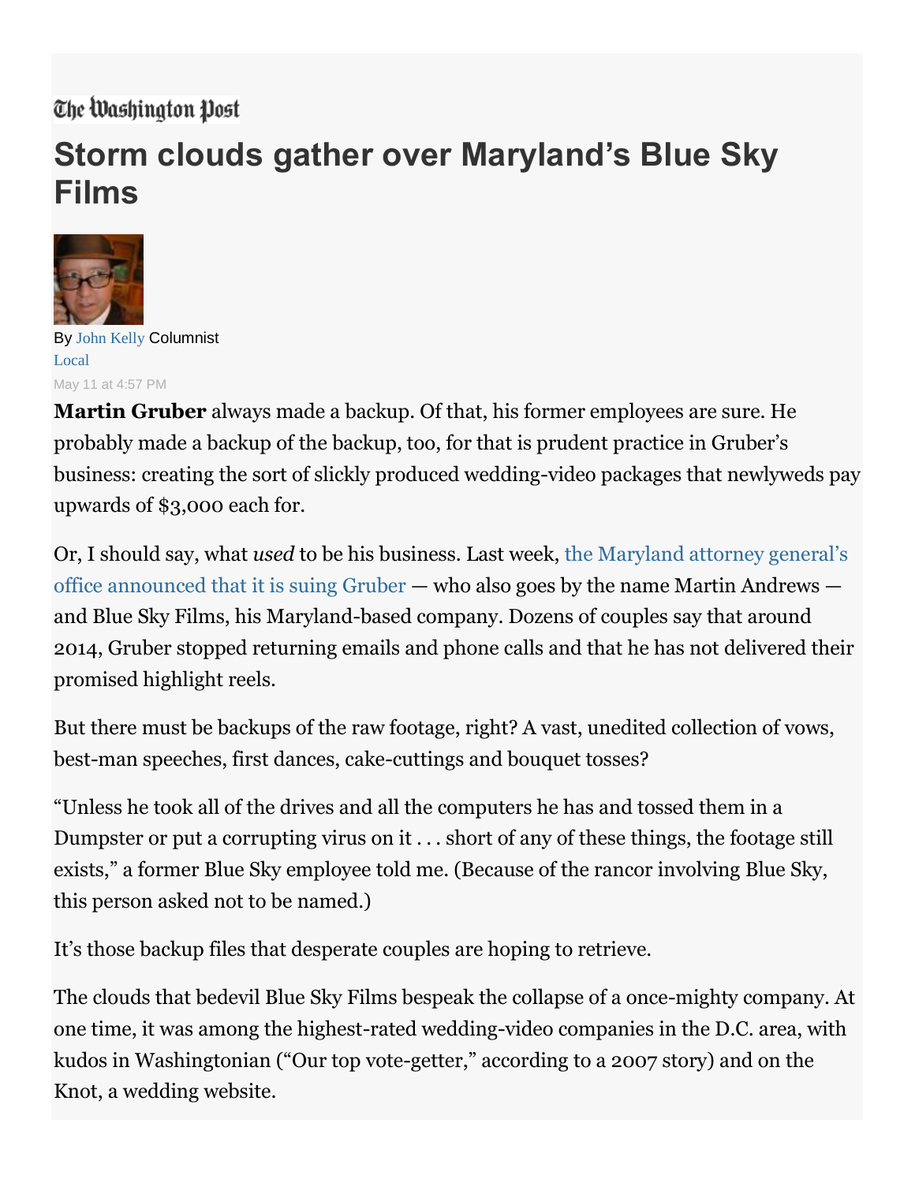The Washington Post

# Storm clouds gather over Maryland's Blue Sky Films

By John Kelly Columnist
Local
May 11 at 4:57 PM

**Martin Gruber** always made a backup. Of that, his former employees are sure. He probably made a backup of the backup, too, for that is prudent practice in Gruber's business: creating the sort of slickly produced wedding-video packages that newlyweds pay upwards of $3,000 each for.

Or, I should say, what *used* to be his business. Last week, the Maryland attorney general's office announced that it is suing Gruber — who also goes by the name Martin Andrews — and Blue Sky Films, his Maryland-based company. Dozens of couples say that around 2014, Gruber stopped returning emails and phone calls and that he has not delivered their promised highlight reels.

But there must be backups of the raw footage, right? A vast, unedited collection of vows, best-man speeches, first dances, cake-cuttings and bouquet tosses?

"Unless he took all of the drives and all the computers he has and tossed them in a Dumpster or put a corrupting virus on it . . . short of any of these things, the footage still exists," a former Blue Sky employee told me. (Because of the rancor involving Blue Sky, this person asked not to be named.)

It's those backup files that desperate couples are hoping to retrieve.

The clouds that bedevil Blue Sky Films bespeak the collapse of a once-mighty company. At one time, it was among the highest-rated wedding-video companies in the D.C. area, with kudos in Washingtonian ("Our top vote-getter," according to a 2007 story) and on the Knot, a wedding website.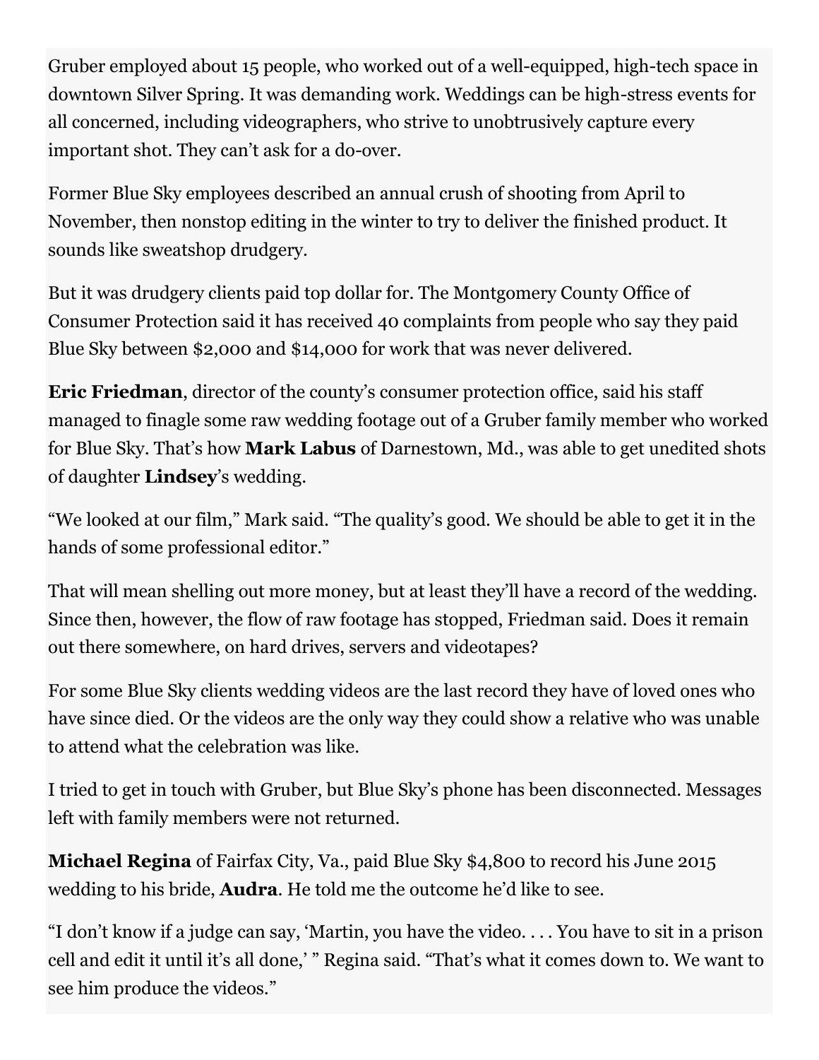Gruber employed about 15 people, who worked out of a well-equipped, high-tech space in downtown Silver Spring. It was demanding work. Weddings can be high-stress events for all concerned, including videographers, who strive to unobtrusively capture every important shot. They can't ask for a do-over.

Former Blue Sky employees described an annual crush of shooting from April to November, then nonstop editing in the winter to try to deliver the finished product. It sounds like sweatshop drudgery.

But it was drudgery clients paid top dollar for. The Montgomery County Office of Consumer Protection said it has received 40 complaints from people who say they paid Blue Sky between $2,000 and $14,000 for work that was never delivered.

**Eric Friedman**, director of the county's consumer protection office, said his staff managed to finagle some raw wedding footage out of a Gruber family member who worked for Blue Sky. That's how **Mark Labus** of Darnestown, Md., was able to get unedited shots of daughter **Lindsey**'s wedding.

"We looked at our film," Mark said. "The quality's good. We should be able to get it in the hands of some professional editor."

That will mean shelling out more money, but at least they'll have a record of the wedding. Since then, however, the flow of raw footage has stopped, Friedman said. Does it remain out there somewhere, on hard drives, servers and videotapes?

For some Blue Sky clients wedding videos are the last record they have of loved ones who have since died. Or the videos are the only way they could show a relative who was unable to attend what the celebration was like.

I tried to get in touch with Gruber, but Blue Sky's phone has been disconnected. Messages left with family members were not returned.

**Michael Regina** of Fairfax City, Va., paid Blue Sky $4,800 to record his June 2015 wedding to his bride, **Audra**. He told me the outcome he'd like to see.

"I don't know if a judge can say, 'Martin, you have the video. . . . You have to sit in a prison cell and edit it until it's all done,' " Regina said. "That's what it comes down to. We want to see him produce the videos."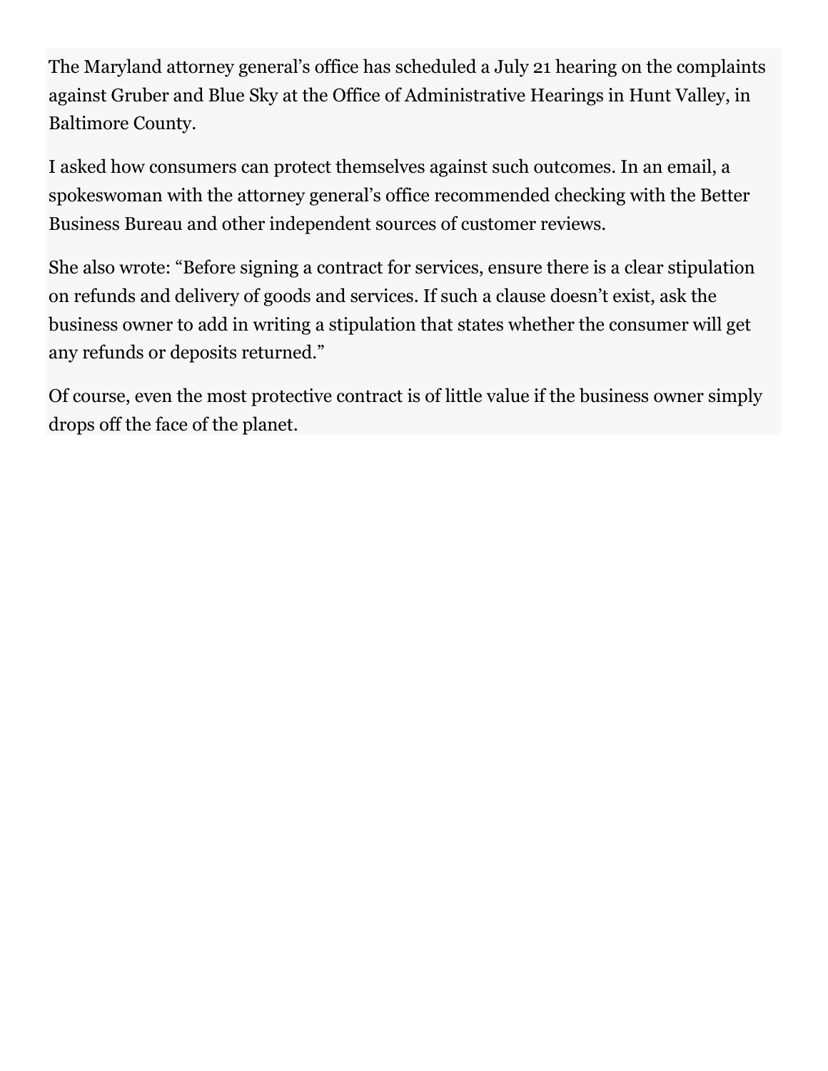The Maryland attorney general's office has scheduled a July 21 hearing on the complaints against Gruber and Blue Sky at the Office of Administrative Hearings in Hunt Valley, in Baltimore County.

I asked how consumers can protect themselves against such outcomes. In an email, a spokeswoman with the attorney general's office recommended checking with the Better Business Bureau and other independent sources of customer reviews.

She also wrote: "Before signing a contract for services, ensure there is a clear stipulation on refunds and delivery of goods and services. If such a clause doesn't exist, ask the business owner to add in writing a stipulation that states whether the consumer will get any refunds or deposits returned."

Of course, even the most protective contract is of little value if the business owner simply drops off the face of the planet.